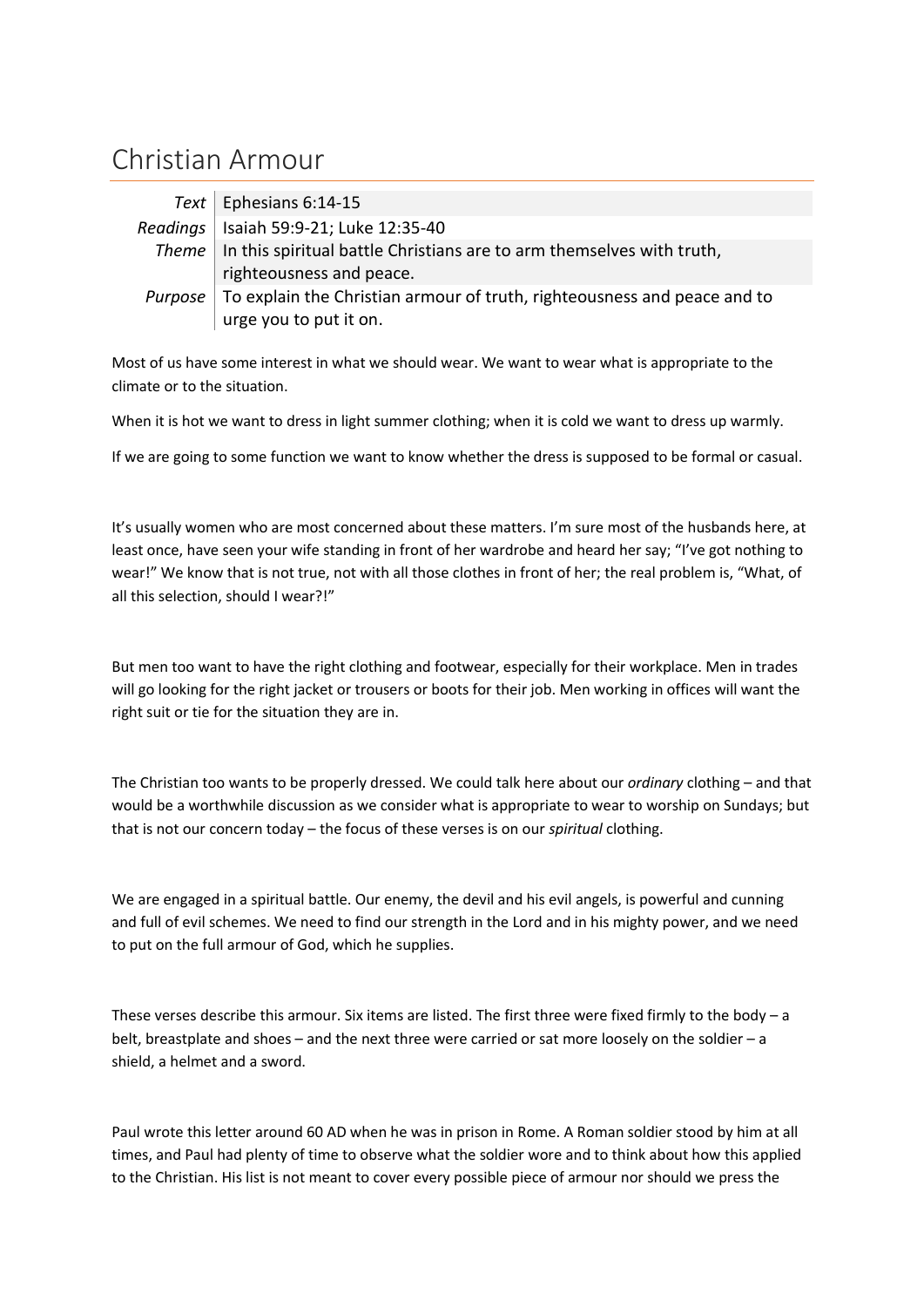# Christian Armour

| | |
|---|---|
| *Text* | Ephesians 6:14-15 |
| *Readings* | Isaiah 59:9-21; Luke 12:35-40 |
| *Theme* | In this spiritual battle Christians are to arm themselves with truth, righteousness and peace. |
| *Purpose* | To explain the Christian armour of truth, righteousness and peace and to urge you to put it on. |

Most of us have some interest in what we should wear. We want to wear what is appropriate to the climate or to the situation.

When it is hot we want to dress in light summer clothing; when it is cold we want to dress up warmly.

If we are going to some function we want to know whether the dress is supposed to be formal or casual.

It's usually women who are most concerned about these matters. I'm sure most of the husbands here, at least once, have seen your wife standing in front of her wardrobe and heard her say; "I've got nothing to wear!" We know that is not true, not with all those clothes in front of her; the real problem is, "What, of all this selection, should I wear?!"

But men too want to have the right clothing and footwear, especially for their workplace. Men in trades will go looking for the right jacket or trousers or boots for their job. Men working in offices will want the right suit or tie for the situation they are in.

The Christian too wants to be properly dressed. We could talk here about our *ordinary* clothing – and that would be a worthwhile discussion as we consider what is appropriate to wear to worship on Sundays; but that is not our concern today – the focus of these verses is on our *spiritual* clothing.

We are engaged in a spiritual battle. Our enemy, the devil and his evil angels, is powerful and cunning and full of evil schemes. We need to find our strength in the Lord and in his mighty power, and we need to put on the full armour of God, which he supplies.

These verses describe this armour. Six items are listed. The first three were fixed firmly to the body – a belt, breastplate and shoes – and the next three were carried or sat more loosely on the soldier – a shield, a helmet and a sword.

Paul wrote this letter around 60 AD when he was in prison in Rome. A Roman soldier stood by him at all times, and Paul had plenty of time to observe what the soldier wore and to think about how this applied to the Christian. His list is not meant to cover every possible piece of armour nor should we press the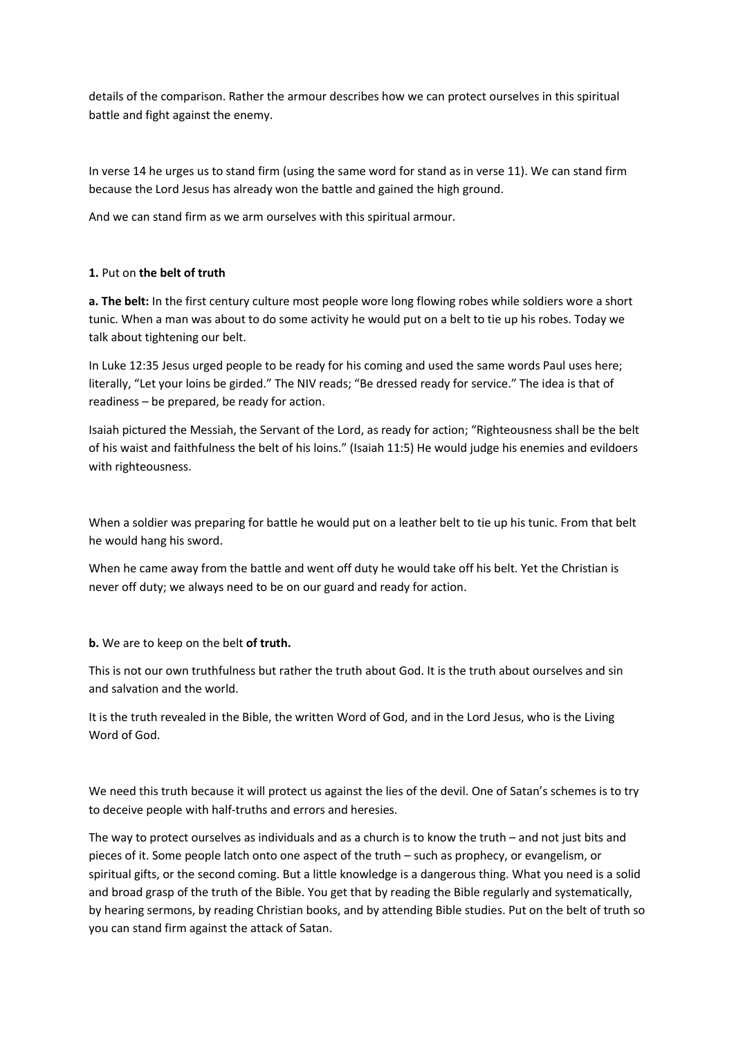details of the comparison. Rather the armour describes how we can protect ourselves in this spiritual battle and fight against the enemy.

In verse 14 he urges us to stand firm (using the same word for stand as in verse 11). We can stand firm because the Lord Jesus has already won the battle and gained the high ground.

And we can stand firm as we arm ourselves with this spiritual armour.

**1.** Put on **the belt of truth**

**a. The belt:** In the first century culture most people wore long flowing robes while soldiers wore a short tunic. When a man was about to do some activity he would put on a belt to tie up his robes. Today we talk about tightening our belt.

In Luke 12:35 Jesus urged people to be ready for his coming and used the same words Paul uses here; literally, "Let your loins be girded." The NIV reads; "Be dressed ready for service." The idea is that of readiness – be prepared, be ready for action.

Isaiah pictured the Messiah, the Servant of the Lord, as ready for action; "Righteousness shall be the belt of his waist and faithfulness the belt of his loins." (Isaiah 11:5) He would judge his enemies and evildoers with righteousness.

When a soldier was preparing for battle he would put on a leather belt to tie up his tunic. From that belt he would hang his sword.

When he came away from the battle and went off duty he would take off his belt. Yet the Christian is never off duty; we always need to be on our guard and ready for action.

**b.** We are to keep on the belt **of truth.**

This is not our own truthfulness but rather the truth about God. It is the truth about ourselves and sin and salvation and the world.

It is the truth revealed in the Bible, the written Word of God, and in the Lord Jesus, who is the Living Word of God.

We need this truth because it will protect us against the lies of the devil. One of Satan's schemes is to try to deceive people with half-truths and errors and heresies.

The way to protect ourselves as individuals and as a church is to know the truth – and not just bits and pieces of it. Some people latch onto one aspect of the truth – such as prophecy, or evangelism, or spiritual gifts, or the second coming. But a little knowledge is a dangerous thing. What you need is a solid and broad grasp of the truth of the Bible. You get that by reading the Bible regularly and systematically, by hearing sermons, by reading Christian books, and by attending Bible studies. Put on the belt of truth so you can stand firm against the attack of Satan.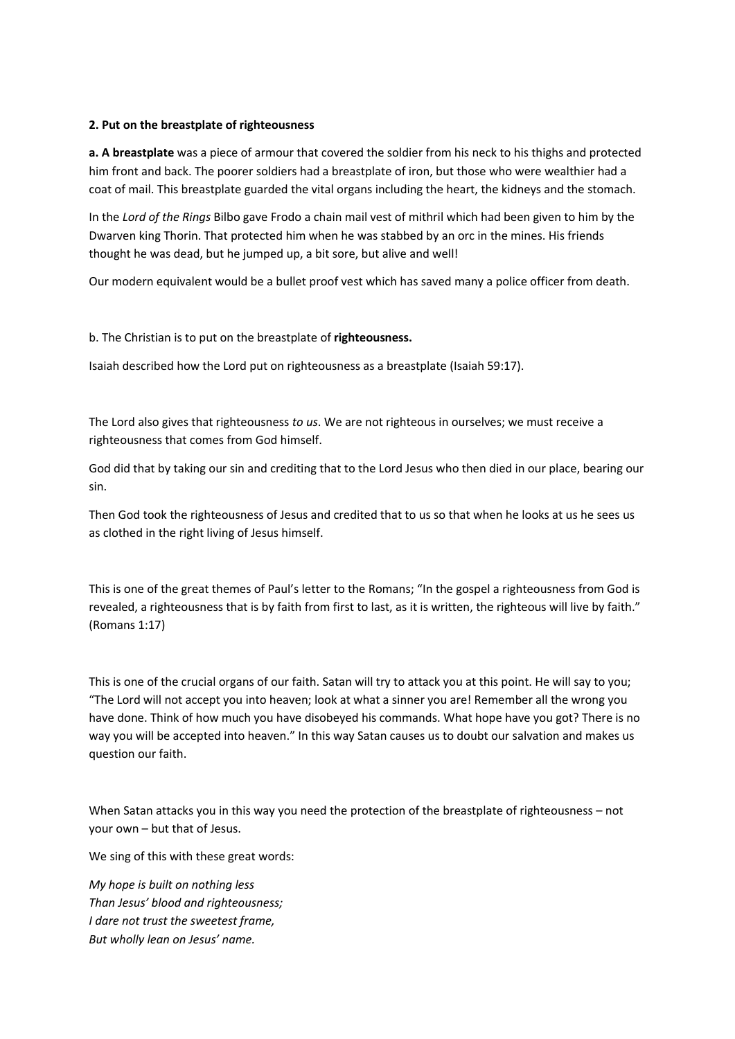**2. Put on the breastplate of righteousness**

**a. A breastplate** was a piece of armour that covered the soldier from his neck to his thighs and protected him front and back. The poorer soldiers had a breastplate of iron, but those who were wealthier had a coat of mail. This breastplate guarded the vital organs including the heart, the kidneys and the stomach.

In the *Lord of the Rings* Bilbo gave Frodo a chain mail vest of mithril which had been given to him by the Dwarven king Thorin. That protected him when he was stabbed by an orc in the mines. His friends thought he was dead, but he jumped up, a bit sore, but alive and well!

Our modern equivalent would be a bullet proof vest which has saved many a police officer from death.

b. The Christian is to put on the breastplate of **righteousness.**

Isaiah described how the Lord put on righteousness as a breastplate (Isaiah 59:17).

The Lord also gives that righteousness *to us*. We are not righteous in ourselves; we must receive a righteousness that comes from God himself.

God did that by taking our sin and crediting that to the Lord Jesus who then died in our place, bearing our sin.

Then God took the righteousness of Jesus and credited that to us so that when he looks at us he sees us as clothed in the right living of Jesus himself.

This is one of the great themes of Paul's letter to the Romans; "In the gospel a righteousness from God is revealed, a righteousness that is by faith from first to last, as it is written, the righteous will live by faith." (Romans 1:17)

This is one of the crucial organs of our faith. Satan will try to attack you at this point. He will say to you; "The Lord will not accept you into heaven; look at what a sinner you are! Remember all the wrong you have done. Think of how much you have disobeyed his commands. What hope have you got? There is no way you will be accepted into heaven." In this way Satan causes us to doubt our salvation and makes us question our faith.

When Satan attacks you in this way you need the protection of the breastplate of righteousness – not your own – but that of Jesus.

We sing of this with these great words:

*My hope is built on nothing less*
*Than Jesus' blood and righteousness;*
*I dare not trust the sweetest frame,*
*But wholly lean on Jesus' name.*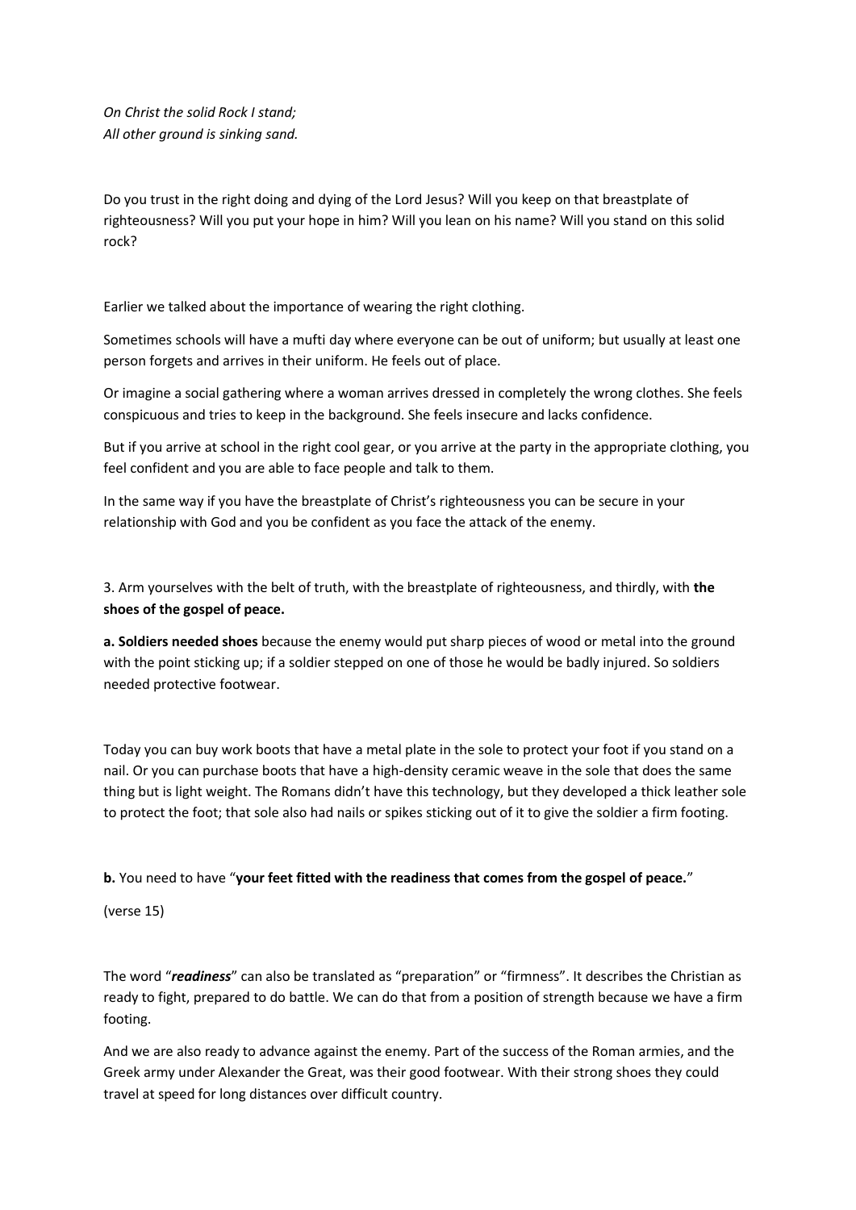*On Christ the solid Rock I stand;*
*All other ground is sinking sand.*

Do you trust in the right doing and dying of the Lord Jesus? Will you keep on that breastplate of righteousness? Will you put your hope in him? Will you lean on his name? Will you stand on this solid rock?

Earlier we talked about the importance of wearing the right clothing.

Sometimes schools will have a mufti day where everyone can be out of uniform; but usually at least one person forgets and arrives in their uniform. He feels out of place.

Or imagine a social gathering where a woman arrives dressed in completely the wrong clothes. She feels conspicuous and tries to keep in the background. She feels insecure and lacks confidence.

But if you arrive at school in the right cool gear, or you arrive at the party in the appropriate clothing, you feel confident and you are able to face people and talk to them.

In the same way if you have the breastplate of Christ's righteousness you can be secure in your relationship with God and you be confident as you face the attack of the enemy.

3. Arm yourselves with the belt of truth, with the breastplate of righteousness, and thirdly, with **the shoes of the gospel of peace.**

**a. Soldiers needed shoes** because the enemy would put sharp pieces of wood or metal into the ground with the point sticking up; if a soldier stepped on one of those he would be badly injured. So soldiers needed protective footwear.

Today you can buy work boots that have a metal plate in the sole to protect your foot if you stand on a nail. Or you can purchase boots that have a high-density ceramic weave in the sole that does the same thing but is light weight. The Romans didn't have this technology, but they developed a thick leather sole to protect the foot; that sole also had nails or spikes sticking out of it to give the soldier a firm footing.

**b.** You need to have "**your feet fitted with the readiness that comes from the gospel of peace.**"

(verse 15)

The word "***readiness***" can also be translated as "preparation" or "firmness". It describes the Christian as ready to fight, prepared to do battle. We can do that from a position of strength because we have a firm footing.

And we are also ready to advance against the enemy. Part of the success of the Roman armies, and the Greek army under Alexander the Great, was their good footwear. With their strong shoes they could travel at speed for long distances over difficult country.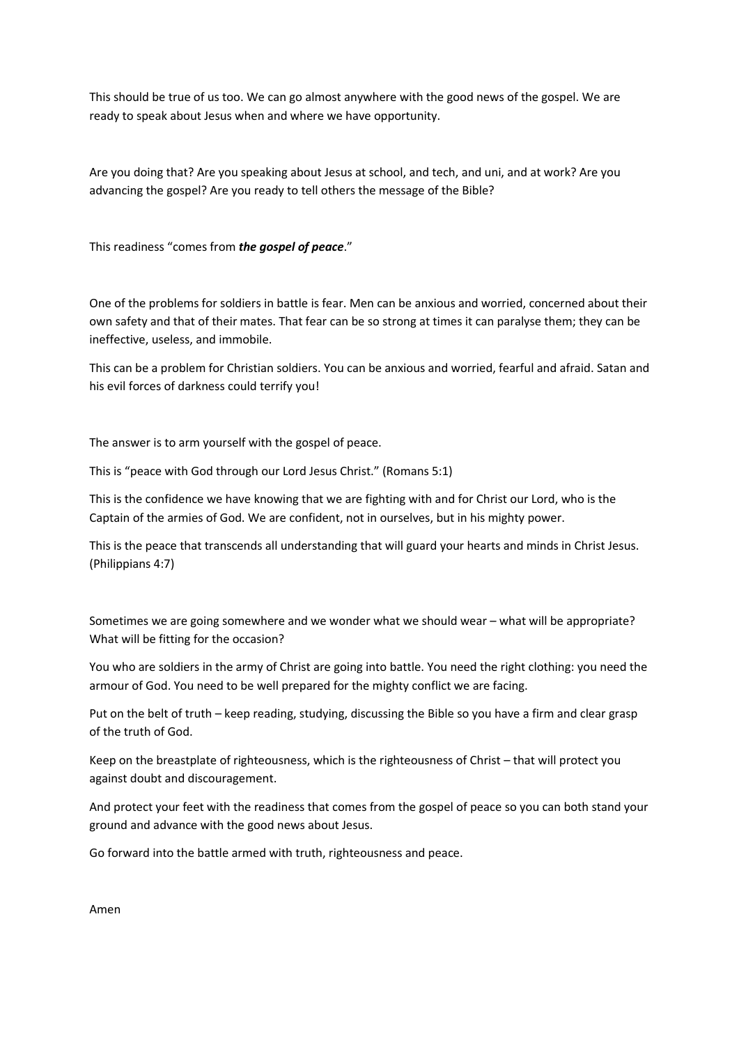This should be true of us too. We can go almost anywhere with the good news of the gospel. We are ready to speak about Jesus when and where we have opportunity.

Are you doing that? Are you speaking about Jesus at school, and tech, and uni, and at work? Are you advancing the gospel? Are you ready to tell others the message of the Bible?

This readiness "comes from ***the gospel of peace***."

One of the problems for soldiers in battle is fear. Men can be anxious and worried, concerned about their own safety and that of their mates. That fear can be so strong at times it can paralyse them; they can be ineffective, useless, and immobile.

This can be a problem for Christian soldiers. You can be anxious and worried, fearful and afraid. Satan and his evil forces of darkness could terrify you!

The answer is to arm yourself with the gospel of peace.

This is "peace with God through our Lord Jesus Christ." (Romans 5:1)

This is the confidence we have knowing that we are fighting with and for Christ our Lord, who is the Captain of the armies of God. We are confident, not in ourselves, but in his mighty power.

This is the peace that transcends all understanding that will guard your hearts and minds in Christ Jesus. (Philippians 4:7)

Sometimes we are going somewhere and we wonder what we should wear – what will be appropriate? What will be fitting for the occasion?

You who are soldiers in the army of Christ are going into battle. You need the right clothing: you need the armour of God. You need to be well prepared for the mighty conflict we are facing.

Put on the belt of truth – keep reading, studying, discussing the Bible so you have a firm and clear grasp of the truth of God.

Keep on the breastplate of righteousness, which is the righteousness of Christ – that will protect you against doubt and discouragement.

And protect your feet with the readiness that comes from the gospel of peace so you can both stand your ground and advance with the good news about Jesus.

Go forward into the battle armed with truth, righteousness and peace.

Amen